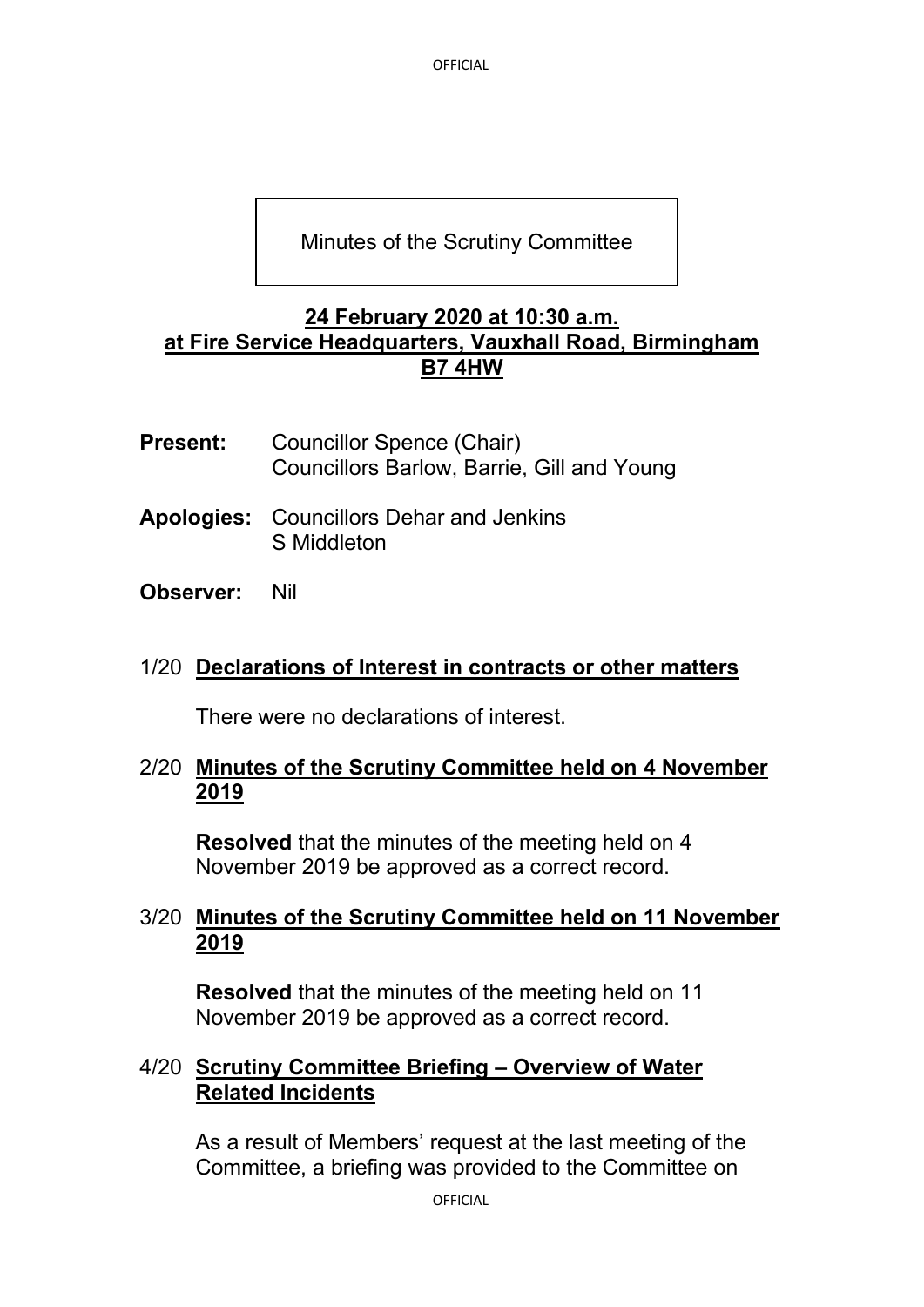# Minutes of the Scrutiny Committee

**24 February 2020 at 10:30 a.m.**
**at Fire Service Headquarters, Vauxhall Road, Birmingham B7 4HW**

**Present:** Councillor Spence (Chair)
Councillors Barlow, Barrie, Gill and Young

**Apologies:** Councillors Dehar and Jenkins
S Middleton

**Observer:** Nil

## 1/20 Declarations of Interest in contracts or other matters

There were no declarations of interest.

## 2/20 Minutes of the Scrutiny Committee held on 4 November 2019

**Resolved** that the minutes of the meeting held on 4 November 2019 be approved as a correct record.

## 3/20 Minutes of the Scrutiny Committee held on 11 November 2019

**Resolved** that the minutes of the meeting held on 11 November 2019 be approved as a correct record.

## 4/20 Scrutiny Committee Briefing – Overview of Water Related Incidents

As a result of Members' request at the last meeting of the Committee, a briefing was provided to the Committee on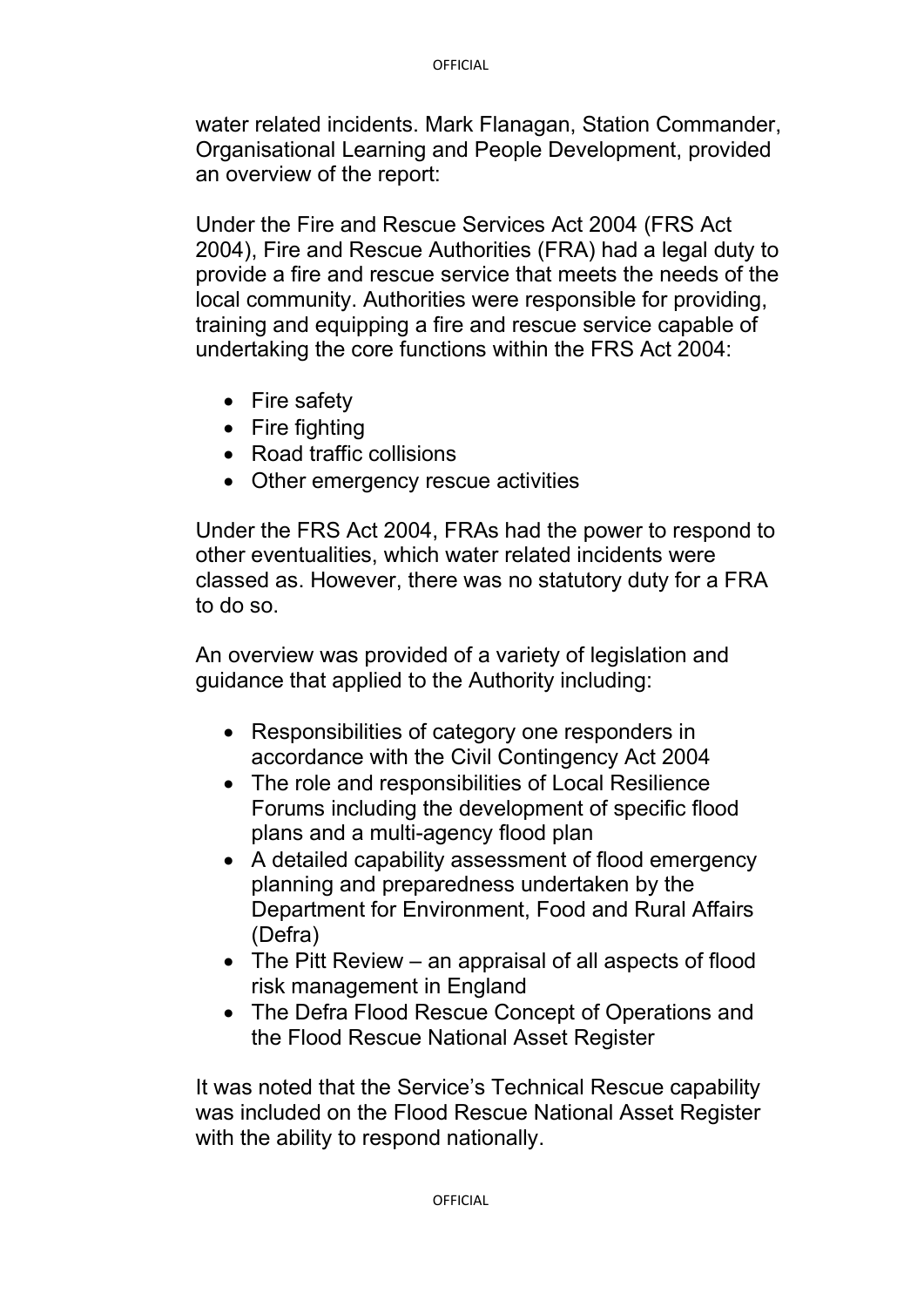water related incidents. Mark Flanagan, Station Commander, Organisational Learning and People Development, provided an overview of the report:

Under the Fire and Rescue Services Act 2004 (FRS Act 2004), Fire and Rescue Authorities (FRA) had a legal duty to provide a fire and rescue service that meets the needs of the local community. Authorities were responsible for providing, training and equipping a fire and rescue service capable of undertaking the core functions within the FRS Act 2004:

- Fire safety
- Fire fighting
- Road traffic collisions
- Other emergency rescue activities

Under the FRS Act 2004, FRAs had the power to respond to other eventualities, which water related incidents were classed as. However, there was no statutory duty for a FRA to do so.

An overview was provided of a variety of legislation and guidance that applied to the Authority including:

- Responsibilities of category one responders in accordance with the Civil Contingency Act 2004
- The role and responsibilities of Local Resilience Forums including the development of specific flood plans and a multi-agency flood plan
- A detailed capability assessment of flood emergency planning and preparedness undertaken by the Department for Environment, Food and Rural Affairs (Defra)
- The Pitt Review – an appraisal of all aspects of flood risk management in England
- The Defra Flood Rescue Concept of Operations and the Flood Rescue National Asset Register

It was noted that the Service's Technical Rescue capability was included on the Flood Rescue National Asset Register with the ability to respond nationally.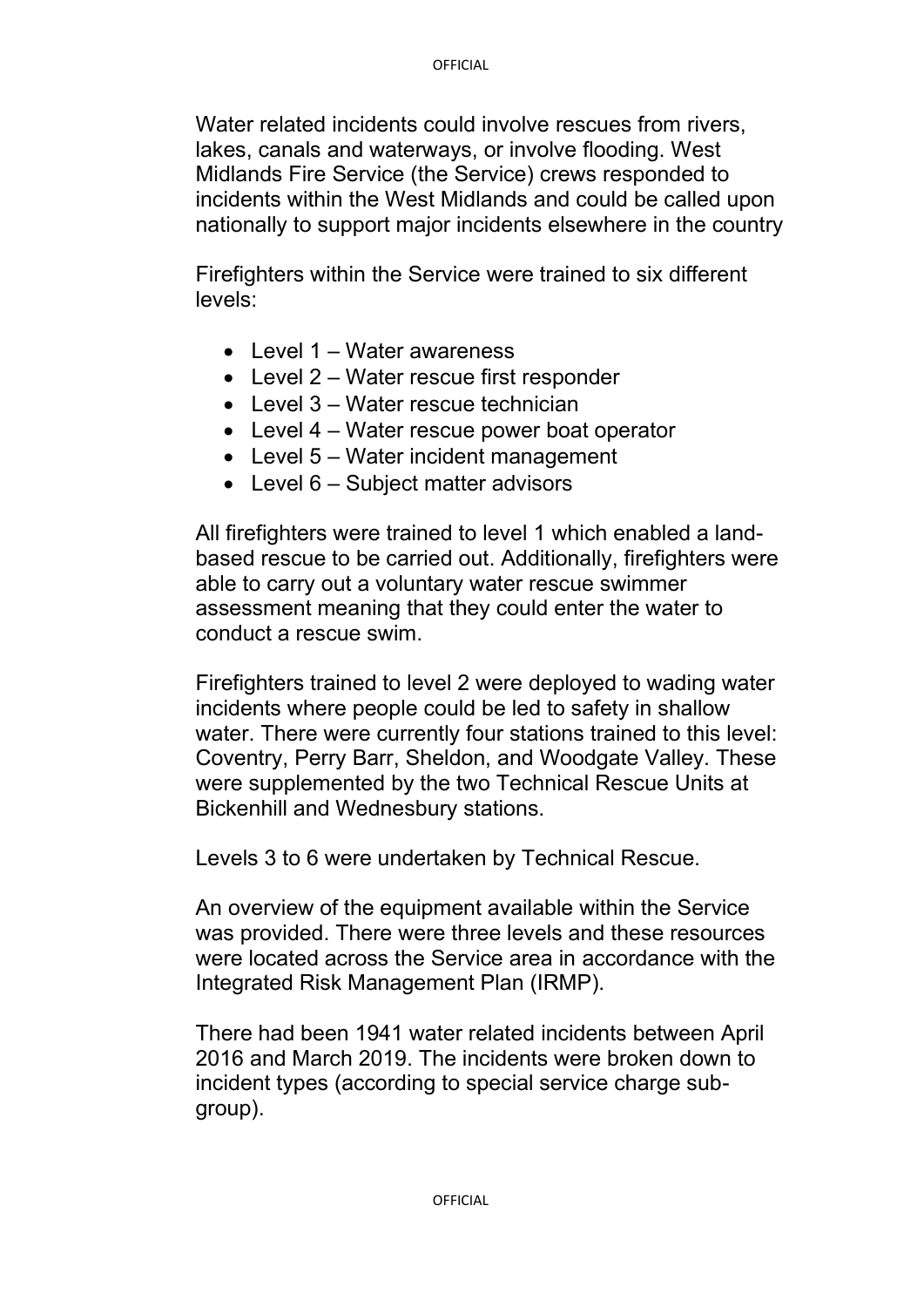Water related incidents could involve rescues from rivers, lakes, canals and waterways, or involve flooding. West Midlands Fire Service (the Service) crews responded to incidents within the West Midlands and could be called upon nationally to support major incidents elsewhere in the country

Firefighters within the Service were trained to six different levels:

- Level 1 – Water awareness
- Level 2 – Water rescue first responder
- Level 3 – Water rescue technician
- Level 4 – Water rescue power boat operator
- Level 5 – Water incident management
- Level 6 – Subject matter advisors

All firefighters were trained to level 1 which enabled a land-based rescue to be carried out. Additionally, firefighters were able to carry out a voluntary water rescue swimmer assessment meaning that they could enter the water to conduct a rescue swim.

Firefighters trained to level 2 were deployed to wading water incidents where people could be led to safety in shallow water. There were currently four stations trained to this level: Coventry, Perry Barr, Sheldon, and Woodgate Valley. These were supplemented by the two Technical Rescue Units at Bickenhill and Wednesbury stations.

Levels 3 to 6 were undertaken by Technical Rescue.

An overview of the equipment available within the Service was provided. There were three levels and these resources were located across the Service area in accordance with the Integrated Risk Management Plan (IRMP).

There had been 1941 water related incidents between April 2016 and March 2019. The incidents were broken down to incident types (according to special service charge sub-group).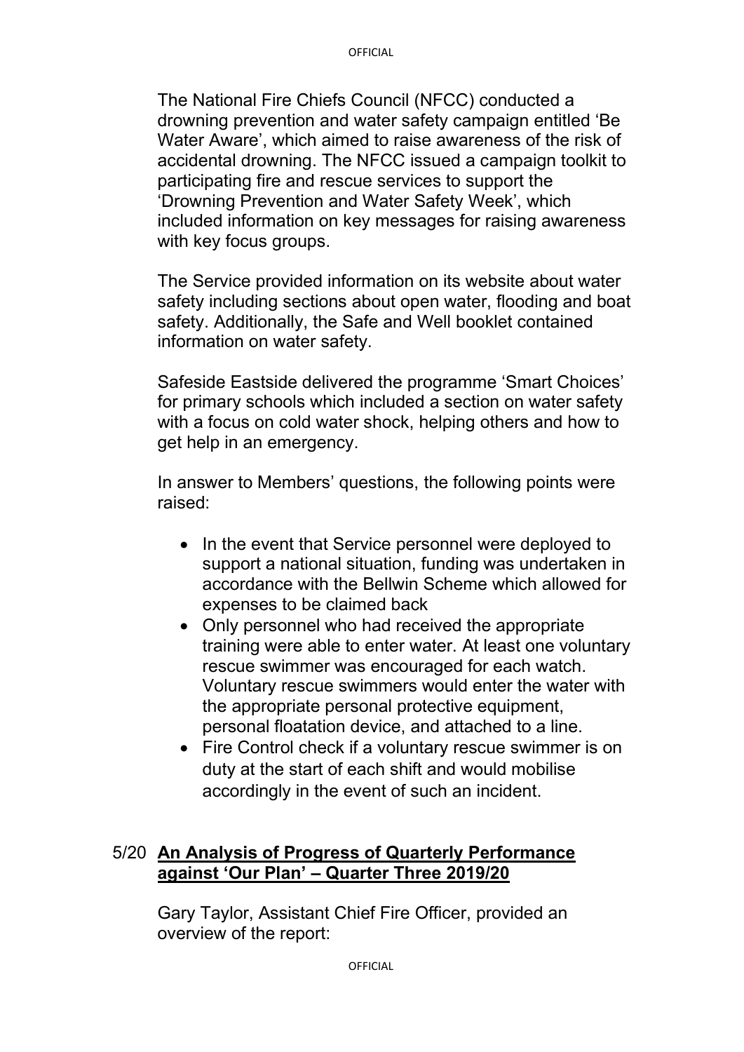The National Fire Chiefs Council (NFCC) conducted a drowning prevention and water safety campaign entitled 'Be Water Aware', which aimed to raise awareness of the risk of accidental drowning. The NFCC issued a campaign toolkit to participating fire and rescue services to support the 'Drowning Prevention and Water Safety Week', which included information on key messages for raising awareness with key focus groups.

The Service provided information on its website about water safety including sections about open water, flooding and boat safety. Additionally, the Safe and Well booklet contained information on water safety.

Safeside Eastside delivered the programme 'Smart Choices' for primary schools which included a section on water safety with a focus on cold water shock, helping others and how to get help in an emergency.

In answer to Members' questions, the following points were raised:

- In the event that Service personnel were deployed to support a national situation, funding was undertaken in accordance with the Bellwin Scheme which allowed for expenses to be claimed back
- Only personnel who had received the appropriate training were able to enter water. At least one voluntary rescue swimmer was encouraged for each watch. Voluntary rescue swimmers would enter the water with the appropriate personal protective equipment, personal floatation device, and attached to a line.
- Fire Control check if a voluntary rescue swimmer is on duty at the start of each shift and would mobilise accordingly in the event of such an incident.

## 5/20 An Analysis of Progress of Quarterly Performance against 'Our Plan' – Quarter Three 2019/20

Gary Taylor, Assistant Chief Fire Officer, provided an overview of the report: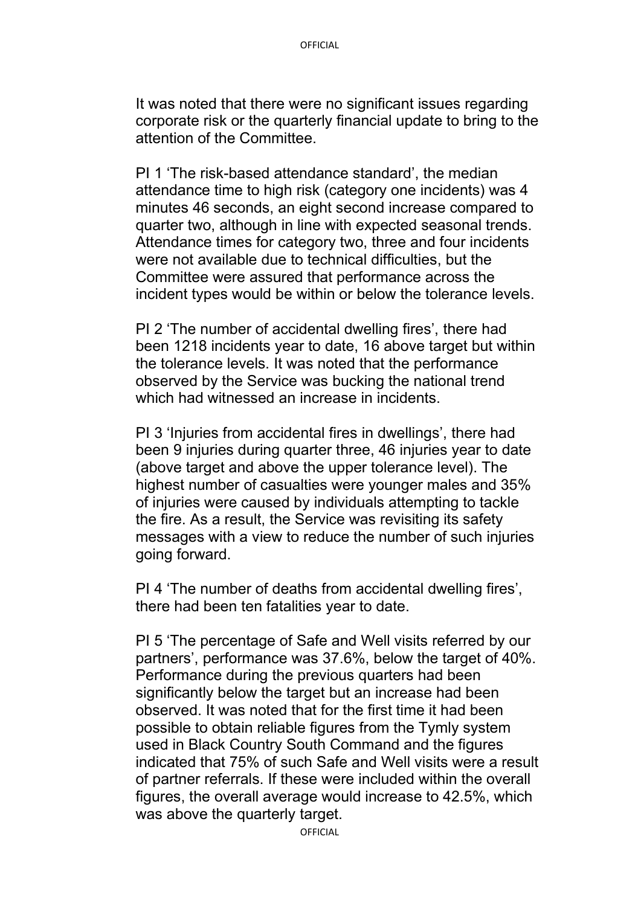It was noted that there were no significant issues regarding corporate risk or the quarterly financial update to bring to the attention of the Committee.

PI 1 'The risk-based attendance standard', the median attendance time to high risk (category one incidents) was 4 minutes 46 seconds, an eight second increase compared to quarter two, although in line with expected seasonal trends. Attendance times for category two, three and four incidents were not available due to technical difficulties, but the Committee were assured that performance across the incident types would be within or below the tolerance levels.

PI 2 'The number of accidental dwelling fires', there had been 1218 incidents year to date, 16 above target but within the tolerance levels. It was noted that the performance observed by the Service was bucking the national trend which had witnessed an increase in incidents.

PI 3 'Injuries from accidental fires in dwellings', there had been 9 injuries during quarter three, 46 injuries year to date (above target and above the upper tolerance level). The highest number of casualties were younger males and 35% of injuries were caused by individuals attempting to tackle the fire. As a result, the Service was revisiting its safety messages with a view to reduce the number of such injuries going forward.

PI 4 'The number of deaths from accidental dwelling fires', there had been ten fatalities year to date.

PI 5 'The percentage of Safe and Well visits referred by our partners', performance was 37.6%, below the target of 40%. Performance during the previous quarters had been significantly below the target but an increase had been observed. It was noted that for the first time it had been possible to obtain reliable figures from the Tymly system used in Black Country South Command and the figures indicated that 75% of such Safe and Well visits were a result of partner referrals. If these were included within the overall figures, the overall average would increase to 42.5%, which was above the quarterly target.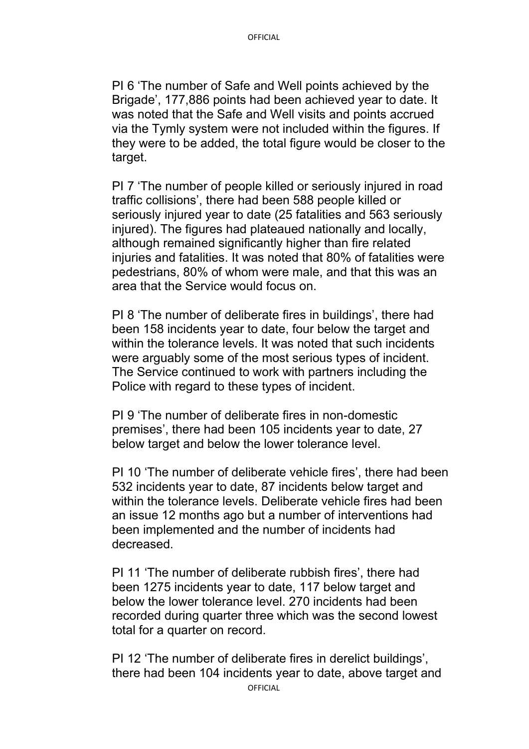PI 6 'The number of Safe and Well points achieved by the Brigade', 177,886 points had been achieved year to date. It was noted that the Safe and Well visits and points accrued via the Tymly system were not included within the figures. If they were to be added, the total figure would be closer to the target.

PI 7 'The number of people killed or seriously injured in road traffic collisions', there had been 588 people killed or seriously injured year to date (25 fatalities and 563 seriously injured). The figures had plateaued nationally and locally, although remained significantly higher than fire related injuries and fatalities. It was noted that 80% of fatalities were pedestrians, 80% of whom were male, and that this was an area that the Service would focus on.

PI 8 'The number of deliberate fires in buildings', there had been 158 incidents year to date, four below the target and within the tolerance levels. It was noted that such incidents were arguably some of the most serious types of incident. The Service continued to work with partners including the Police with regard to these types of incident.

PI 9 'The number of deliberate fires in non-domestic premises', there had been 105 incidents year to date, 27 below target and below the lower tolerance level.

PI 10 'The number of deliberate vehicle fires', there had been 532 incidents year to date, 87 incidents below target and within the tolerance levels. Deliberate vehicle fires had been an issue 12 months ago but a number of interventions had been implemented and the number of incidents had decreased.

PI 11 'The number of deliberate rubbish fires', there had been 1275 incidents year to date, 117 below target and below the lower tolerance level. 270 incidents had been recorded during quarter three which was the second lowest total for a quarter on record.

PI 12 'The number of deliberate fires in derelict buildings', there had been 104 incidents year to date, above target and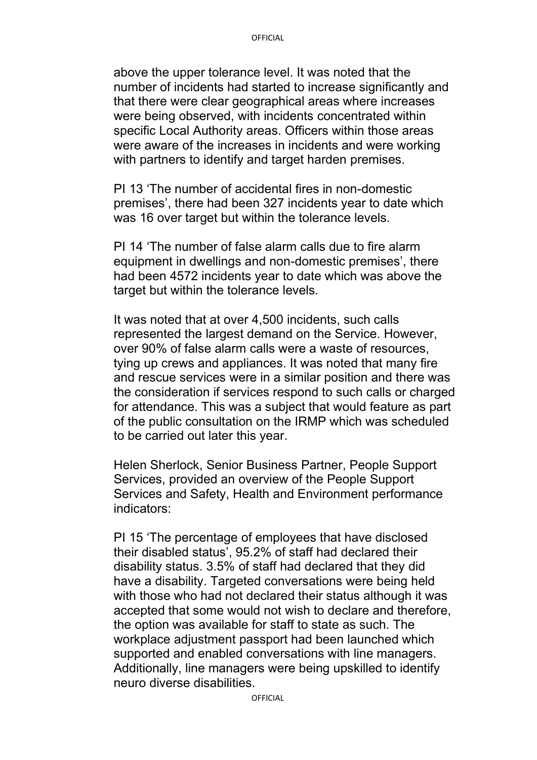above the upper tolerance level. It was noted that the number of incidents had started to increase significantly and that there were clear geographical areas where increases were being observed, with incidents concentrated within specific Local Authority areas. Officers within those areas were aware of the increases in incidents and were working with partners to identify and target harden premises.

PI 13 'The number of accidental fires in non-domestic premises', there had been 327 incidents year to date which was 16 over target but within the tolerance levels.

PI 14 'The number of false alarm calls due to fire alarm equipment in dwellings and non-domestic premises', there had been 4572 incidents year to date which was above the target but within the tolerance levels.

It was noted that at over 4,500 incidents, such calls represented the largest demand on the Service. However, over 90% of false alarm calls were a waste of resources, tying up crews and appliances. It was noted that many fire and rescue services were in a similar position and there was the consideration if services respond to such calls or charged for attendance. This was a subject that would feature as part of the public consultation on the IRMP which was scheduled to be carried out later this year.

Helen Sherlock, Senior Business Partner, People Support Services, provided an overview of the People Support Services and Safety, Health and Environment performance indicators:

PI 15 'The percentage of employees that have disclosed their disabled status', 95.2% of staff had declared their disability status. 3.5% of staff had declared that they did have a disability. Targeted conversations were being held with those who had not declared their status although it was accepted that some would not wish to declare and therefore, the option was available for staff to state as such. The workplace adjustment passport had been launched which supported and enabled conversations with line managers. Additionally, line managers were being upskilled to identify neuro diverse disabilities.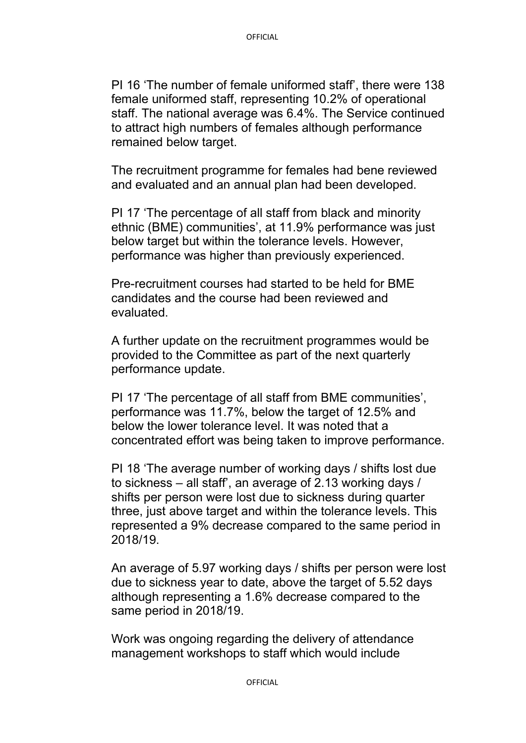PI 16 'The number of female uniformed staff', there were 138 female uniformed staff, representing 10.2% of operational staff. The national average was 6.4%. The Service continued to attract high numbers of females although performance remained below target.

The recruitment programme for females had bene reviewed and evaluated and an annual plan had been developed.

PI 17 'The percentage of all staff from black and minority ethnic (BME) communities', at 11.9% performance was just below target but within the tolerance levels. However, performance was higher than previously experienced.

Pre-recruitment courses had started to be held for BME candidates and the course had been reviewed and evaluated.

A further update on the recruitment programmes would be provided to the Committee as part of the next quarterly performance update.

PI 17 'The percentage of all staff from BME communities', performance was 11.7%, below the target of 12.5% and below the lower tolerance level. It was noted that a concentrated effort was being taken to improve performance.

PI 18 'The average number of working days / shifts lost due to sickness – all staff', an average of 2.13 working days / shifts per person were lost due to sickness during quarter three, just above target and within the tolerance levels. This represented a 9% decrease compared to the same period in 2018/19.

An average of 5.97 working days / shifts per person were lost due to sickness year to date, above the target of 5.52 days although representing a 1.6% decrease compared to the same period in 2018/19.

Work was ongoing regarding the delivery of attendance management workshops to staff which would include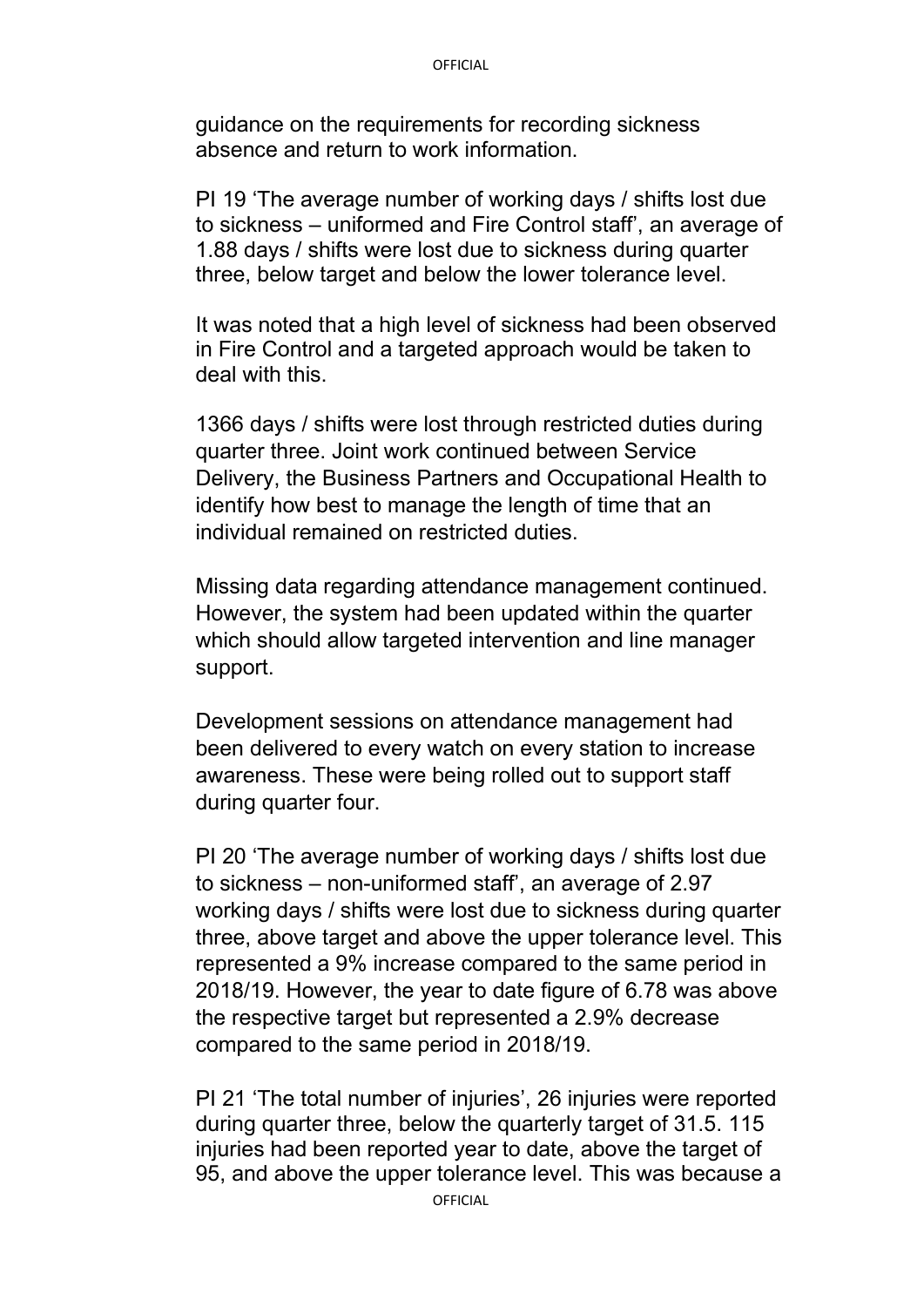guidance on the requirements for recording sickness absence and return to work information.

PI 19 'The average number of working days / shifts lost due to sickness – uniformed and Fire Control staff', an average of 1.88 days / shifts were lost due to sickness during quarter three, below target and below the lower tolerance level.

It was noted that a high level of sickness had been observed in Fire Control and a targeted approach would be taken to deal with this.

1366 days / shifts were lost through restricted duties during quarter three. Joint work continued between Service Delivery, the Business Partners and Occupational Health to identify how best to manage the length of time that an individual remained on restricted duties.

Missing data regarding attendance management continued. However, the system had been updated within the quarter which should allow targeted intervention and line manager support.

Development sessions on attendance management had been delivered to every watch on every station to increase awareness. These were being rolled out to support staff during quarter four.

PI 20 'The average number of working days / shifts lost due to sickness – non-uniformed staff', an average of 2.97 working days / shifts were lost due to sickness during quarter three, above target and above the upper tolerance level. This represented a 9% increase compared to the same period in 2018/19. However, the year to date figure of 6.78 was above the respective target but represented a 2.9% decrease compared to the same period in 2018/19.

PI 21 'The total number of injuries', 26 injuries were reported during quarter three, below the quarterly target of 31.5. 115 injuries had been reported year to date, above the target of 95, and above the upper tolerance level. This was because a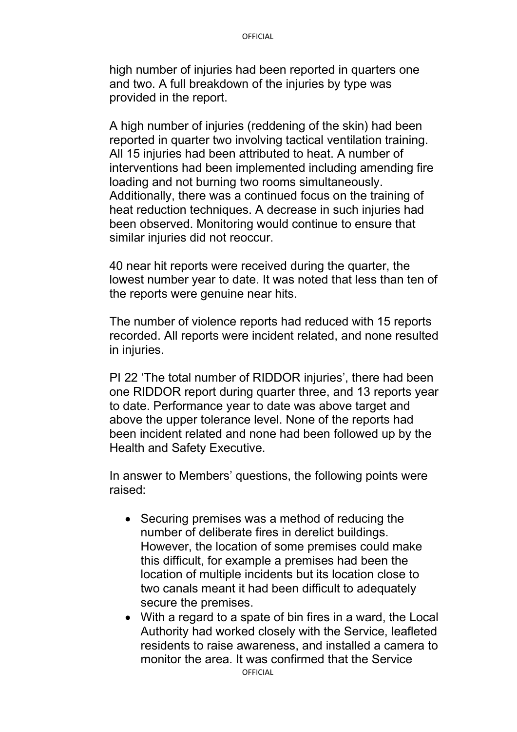high number of injuries had been reported in quarters one and two. A full breakdown of the injuries by type was provided in the report.

A high number of injuries (reddening of the skin) had been reported in quarter two involving tactical ventilation training. All 15 injuries had been attributed to heat. A number of interventions had been implemented including amending fire loading and not burning two rooms simultaneously. Additionally, there was a continued focus on the training of heat reduction techniques. A decrease in such injuries had been observed. Monitoring would continue to ensure that similar injuries did not reoccur.

40 near hit reports were received during the quarter, the lowest number year to date. It was noted that less than ten of the reports were genuine near hits.

The number of violence reports had reduced with 15 reports recorded. All reports were incident related, and none resulted in injuries.

PI 22 'The total number of RIDDOR injuries', there had been one RIDDOR report during quarter three, and 13 reports year to date. Performance year to date was above target and above the upper tolerance level. None of the reports had been incident related and none had been followed up by the Health and Safety Executive.

In answer to Members' questions, the following points were raised:

- Securing premises was a method of reducing the number of deliberate fires in derelict buildings. However, the location of some premises could make this difficult, for example a premises had been the location of multiple incidents but its location close to two canals meant it had been difficult to adequately secure the premises.
- With a regard to a spate of bin fires in a ward, the Local Authority had worked closely with the Service, leafleted residents to raise awareness, and installed a camera to monitor the area. It was confirmed that the Service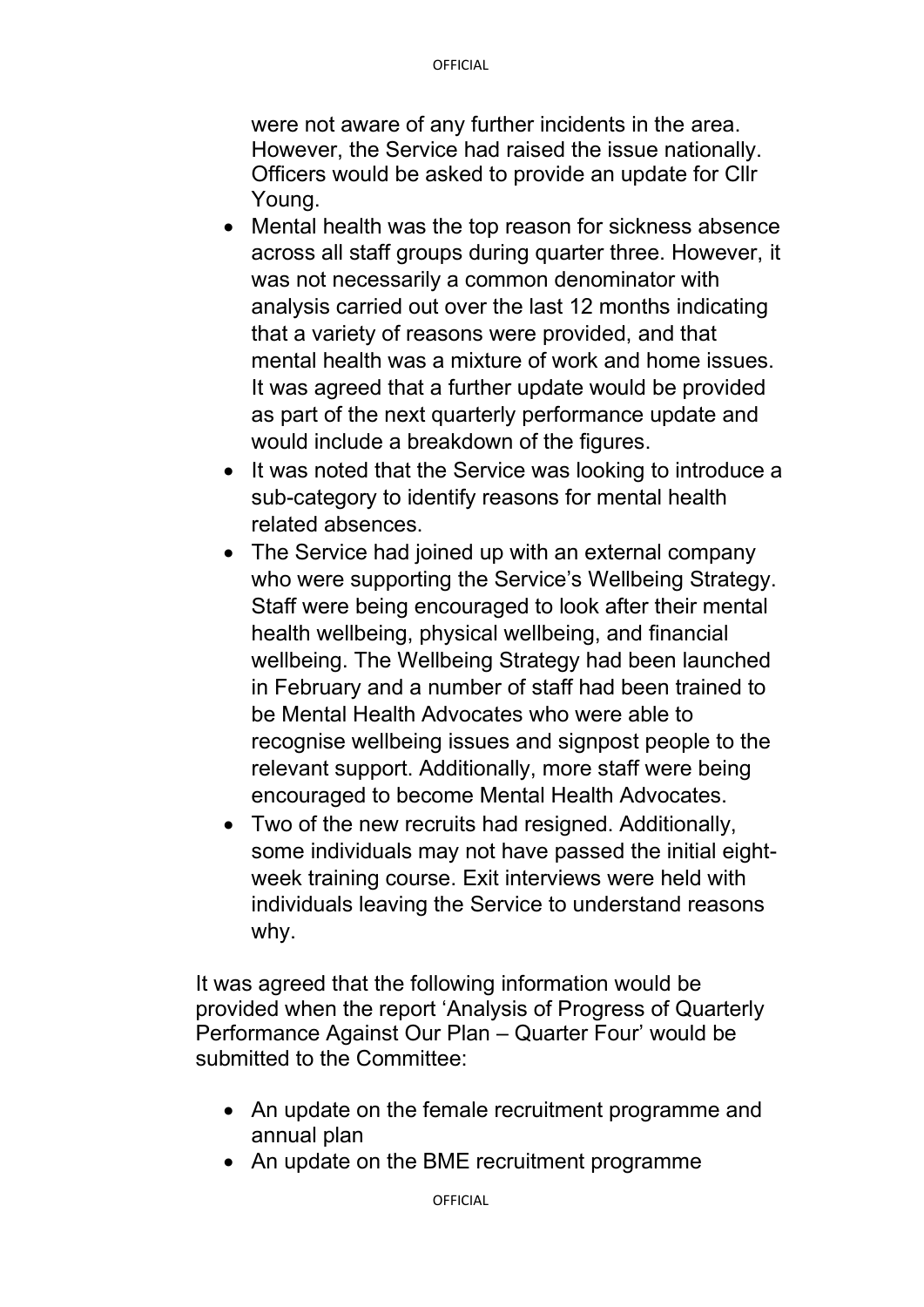were not aware of any further incidents in the area. However, the Service had raised the issue nationally. Officers would be asked to provide an update for Cllr Young.

- Mental health was the top reason for sickness absence across all staff groups during quarter three. However, it was not necessarily a common denominator with analysis carried out over the last 12 months indicating that a variety of reasons were provided, and that mental health was a mixture of work and home issues. It was agreed that a further update would be provided as part of the next quarterly performance update and would include a breakdown of the figures.
- It was noted that the Service was looking to introduce a sub-category to identify reasons for mental health related absences.
- The Service had joined up with an external company who were supporting the Service's Wellbeing Strategy. Staff were being encouraged to look after their mental health wellbeing, physical wellbeing, and financial wellbeing. The Wellbeing Strategy had been launched in February and a number of staff had been trained to be Mental Health Advocates who were able to recognise wellbeing issues and signpost people to the relevant support. Additionally, more staff were being encouraged to become Mental Health Advocates.
- Two of the new recruits had resigned. Additionally, some individuals may not have passed the initial eight-week training course. Exit interviews were held with individuals leaving the Service to understand reasons why.

It was agreed that the following information would be provided when the report 'Analysis of Progress of Quarterly Performance Against Our Plan – Quarter Four' would be submitted to the Committee:

- An update on the female recruitment programme and annual plan
- An update on the BME recruitment programme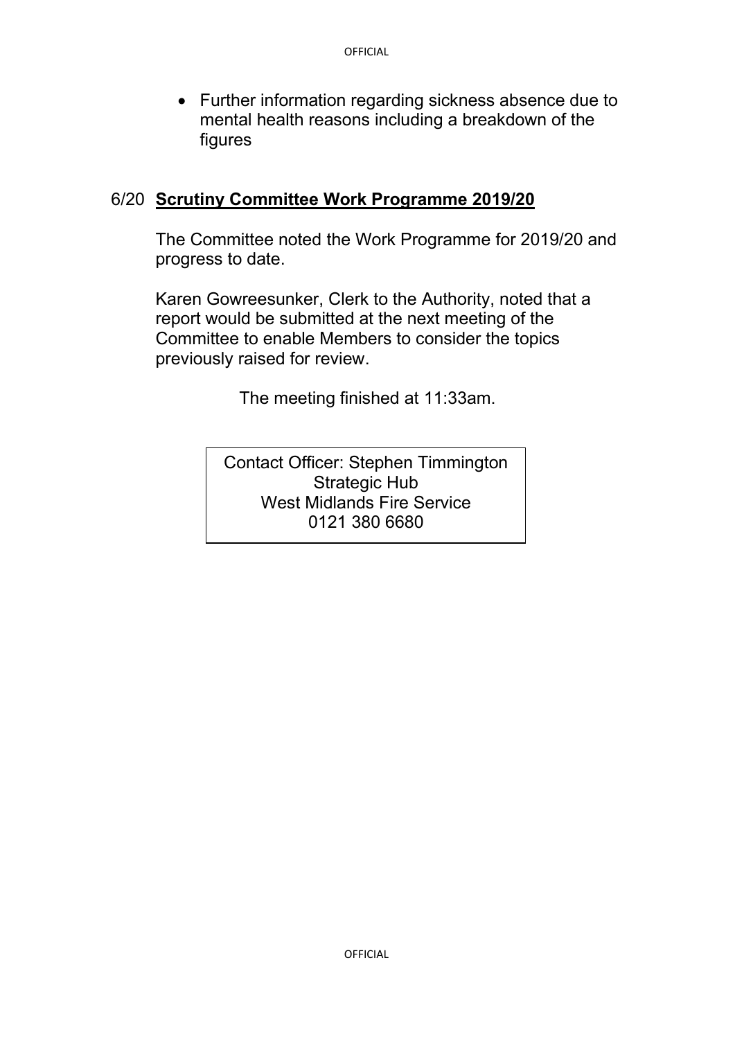- Further information regarding sickness absence due to mental health reasons including a breakdown of the figures

## 6/20 **Scrutiny Committee Work Programme 2019/20**

The Committee noted the Work Programme for 2019/20 and progress to date.

Karen Gowreesunker, Clerk to the Authority, noted that a report would be submitted at the next meeting of the Committee to enable Members to consider the topics previously raised for review.

The meeting finished at 11:33am.

Contact Officer: Stephen Timmington
Strategic Hub
West Midlands Fire Service
0121 380 6680